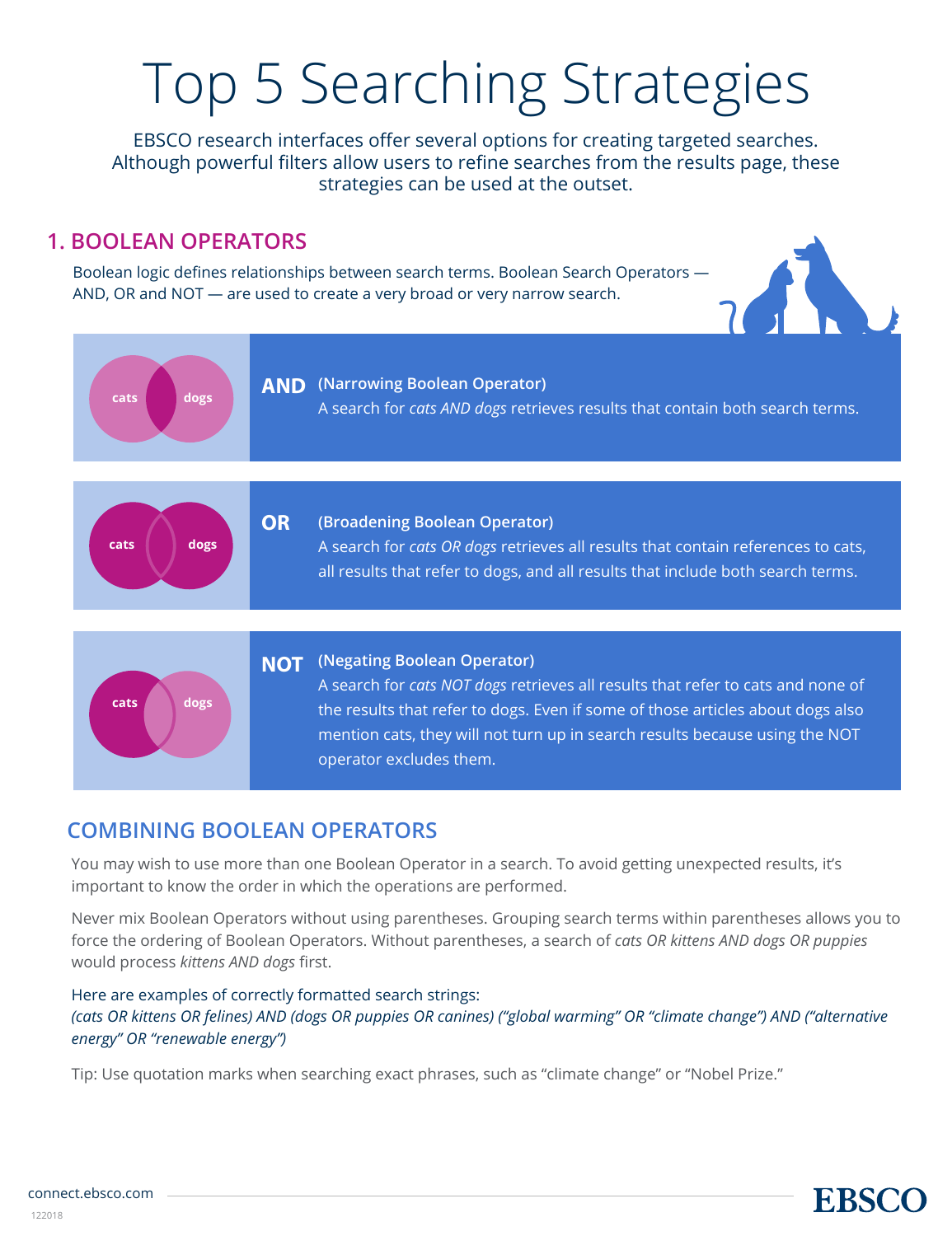# Top 5 Searching Strategies

EBSCO research interfaces offer several options for creating targeted searches. Although powerful filters allow users to refine searches from the results page, these strategies can be used at the outset.

## 1. BOOLEAN OPERATORS

Boolean logic defines relationships between search terms. Boolean Search Operators — AND, OR and NOT — are used to create a very broad or very narrow search.

cats dogs

**AND** (Narrowing Boolean Operator)
A search for *cats AND dogs* retrieves results that contain both search terms.

cats dogs

**OR** (Broadening Boolean Operator)
A search for *cats OR dogs* retrieves all results that contain references to cats, all results that refer to dogs, and all results that include both search terms.

cats dogs

**NOT** (Negating Boolean Operator)
A search for *cats NOT dogs* retrieves all results that refer to cats and none of the results that refer to dogs. Even if some of those articles about dogs also mention cats, they will not turn up in search results because using the NOT operator excludes them.

### COMBINING BOOLEAN OPERATORS

You may wish to use more than one Boolean Operator in a search. To avoid getting unexpected results, it's important to know the order in which the operations are performed.

Never mix Boolean Operators without using parentheses. Grouping search terms within parentheses allows you to force the ordering of Boolean Operators. Without parentheses, a search of *cats OR kittens AND dogs OR puppies* would process *kittens AND dogs* first.

Here are examples of correctly formatted search strings:
*(cats OR kittens OR felines) AND (dogs OR puppies OR canines) ("global warming" OR "climate change") AND ("alternative energy" OR "renewable energy")*

Tip: Use quotation marks when searching exact phrases, such as "climate change" or "Nobel Prize."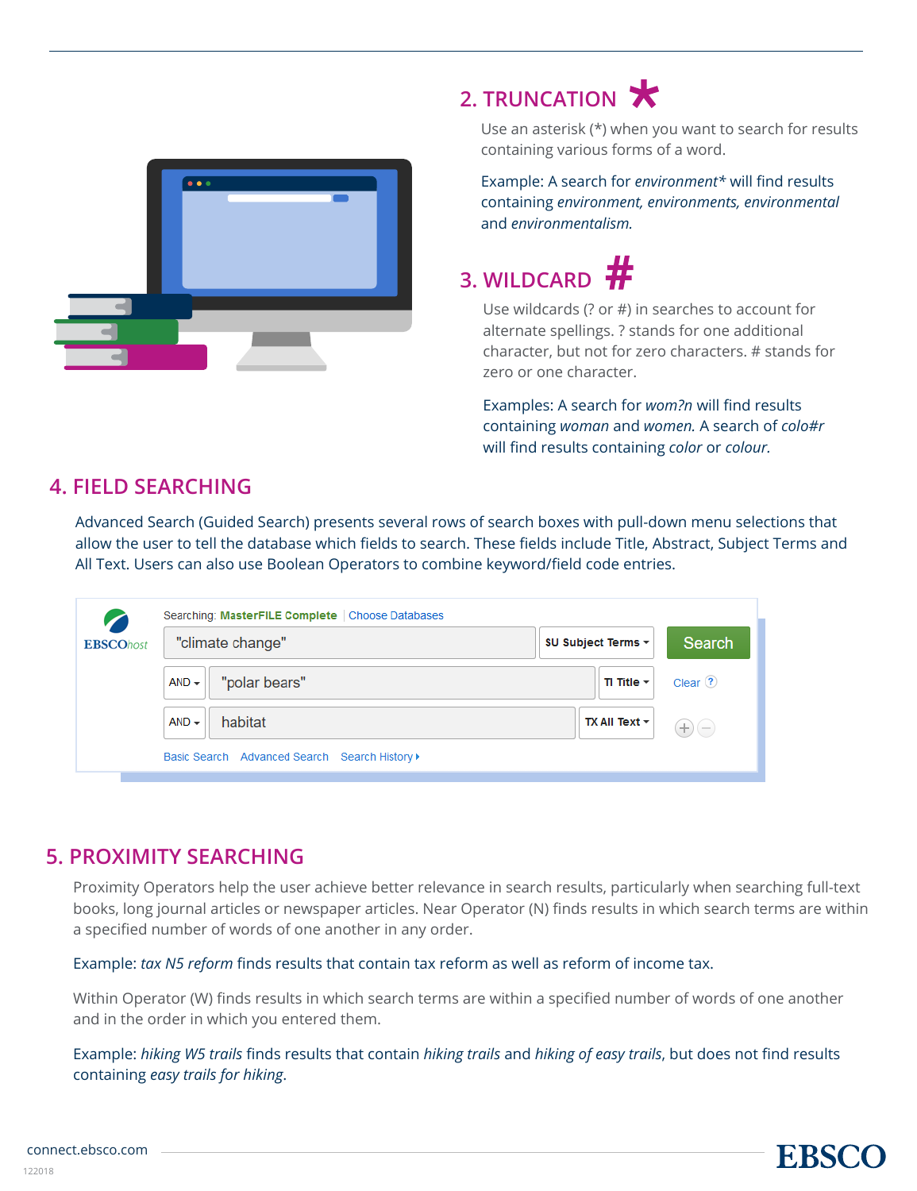## 2. TRUNCATION *

Use an asterisk (*) when you want to search for results containing various forms of a word.

Example: A search for *environment** will find results containing *environment, environments, environmental* and *environmentalism.*

## 3. WILDCARD #

Use wildcards (? or #) in searches to account for alternate spellings. ? stands for one additional character, but not for zero characters. # stands for zero or one character.

Examples: A search for *wom?n* will find results containing *woman* and *women.* A search of *colo#r* will find results containing *color* or *colour.*

## 4. FIELD SEARCHING

Advanced Search (Guided Search) presents several rows of search boxes with pull-down menu selections that allow the user to tell the database which fields to search. These fields include Title, Abstract, Subject Terms and All Text. Users can also use Boolean Operators to combine keyword/field code entries.

EBSCOhost

Searching: MasterFILE Complete | Choose Databases

| | | | |
|---|---|---|---|
| | "climate change" | SU Subject Terms | Search |
| AND | "polar bears" | TI Title | Clear |
| AND | habitat | TX All Text | |

Basic Search Advanced Search Search History

## 5. PROXIMITY SEARCHING

Proximity Operators help the user achieve better relevance in search results, particularly when searching full-text books, long journal articles or newspaper articles. Near Operator (N) finds results in which search terms are within a specified number of words of one another in any order.

Example: *tax N5 reform* finds results that contain tax reform as well as reform of income tax.

Within Operator (W) finds results in which search terms are within a specified number of words of one another and in the order in which you entered them.

Example: *hiking W5 trails* finds results that contain *hiking trails* and *hiking of easy trails*, but does not find results containing *easy trails for hiking*.

connect.ebsco.com

122018

EBSCO